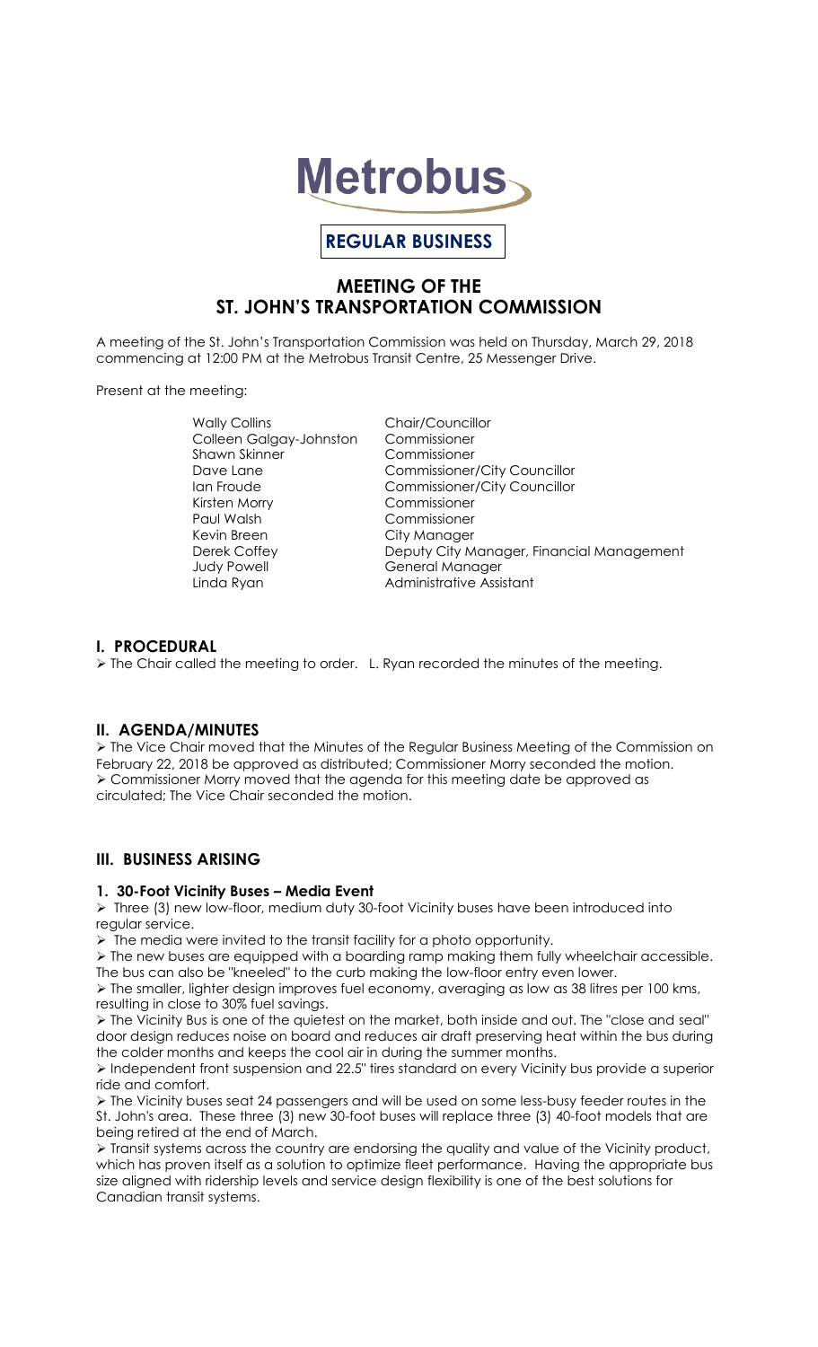# Metrobus

**REGULAR BUSINESS**

## MEETING OF THE ST. JOHN'S TRANSPORTATION COMMISSION

A meeting of the St. John's Transportation Commission was held on Thursday, March 29, 2018 commencing at 12:00 PM at the Metrobus Transit Centre, 25 Messenger Drive.

Present at the meeting:

| | |
|---|---|
| Wally Collins | Chair/Councillor |
| Colleen Galgay-Johnston | Commissioner |
| Shawn Skinner | Commissioner |
| Dave Lane | Commissioner/City Councillor |
| Ian Froude | Commissioner/City Councillor |
| Kirsten Morry | Commissioner |
| Paul Walsh | Commissioner |
| Kevin Breen | City Manager |
| Derek Coffey | Deputy City Manager, Financial Management |
| Judy Powell | General Manager |
| Linda Ryan | Administrative Assistant |

## I. PROCEDURAL

➢ The Chair called the meeting to order. L. Ryan recorded the minutes of the meeting.

## II. AGENDA/MINUTES

➢ The Vice Chair moved that the Minutes of the Regular Business Meeting of the Commission on February 22, 2018 be approved as distributed; Commissioner Morry seconded the motion.
➢ Commissioner Morry moved that the agenda for this meeting date be approved as circulated; The Vice Chair seconded the motion.

## III. BUSINESS ARISING

### 1. 30-Foot Vicinity Buses – Media Event

➢ Three (3) new low-floor, medium duty 30-foot Vicinity buses have been introduced into regular service.

➢ The media were invited to the transit facility for a photo opportunity.

➢ The new buses are equipped with a boarding ramp making them fully wheelchair accessible. The bus can also be "kneeled" to the curb making the low-floor entry even lower.

➢ The smaller, lighter design improves fuel economy, averaging as low as 38 litres per 100 kms, resulting in close to 30% fuel savings.

➢ The Vicinity Bus is one of the quietest on the market, both inside and out. The "close and seal" door design reduces noise on board and reduces air draft preserving heat within the bus during the colder months and keeps the cool air in during the summer months.

➢ Independent front suspension and 22.5" tires standard on every Vicinity bus provide a superior ride and comfort.

➢ The Vicinity buses seat 24 passengers and will be used on some less-busy feeder routes in the St. John's area. These three (3) new 30-foot buses will replace three (3) 40-foot models that are being retired at the end of March.

➢ Transit systems across the country are endorsing the quality and value of the Vicinity product, which has proven itself as a solution to optimize fleet performance. Having the appropriate bus size aligned with ridership levels and service design flexibility is one of the best solutions for Canadian transit systems.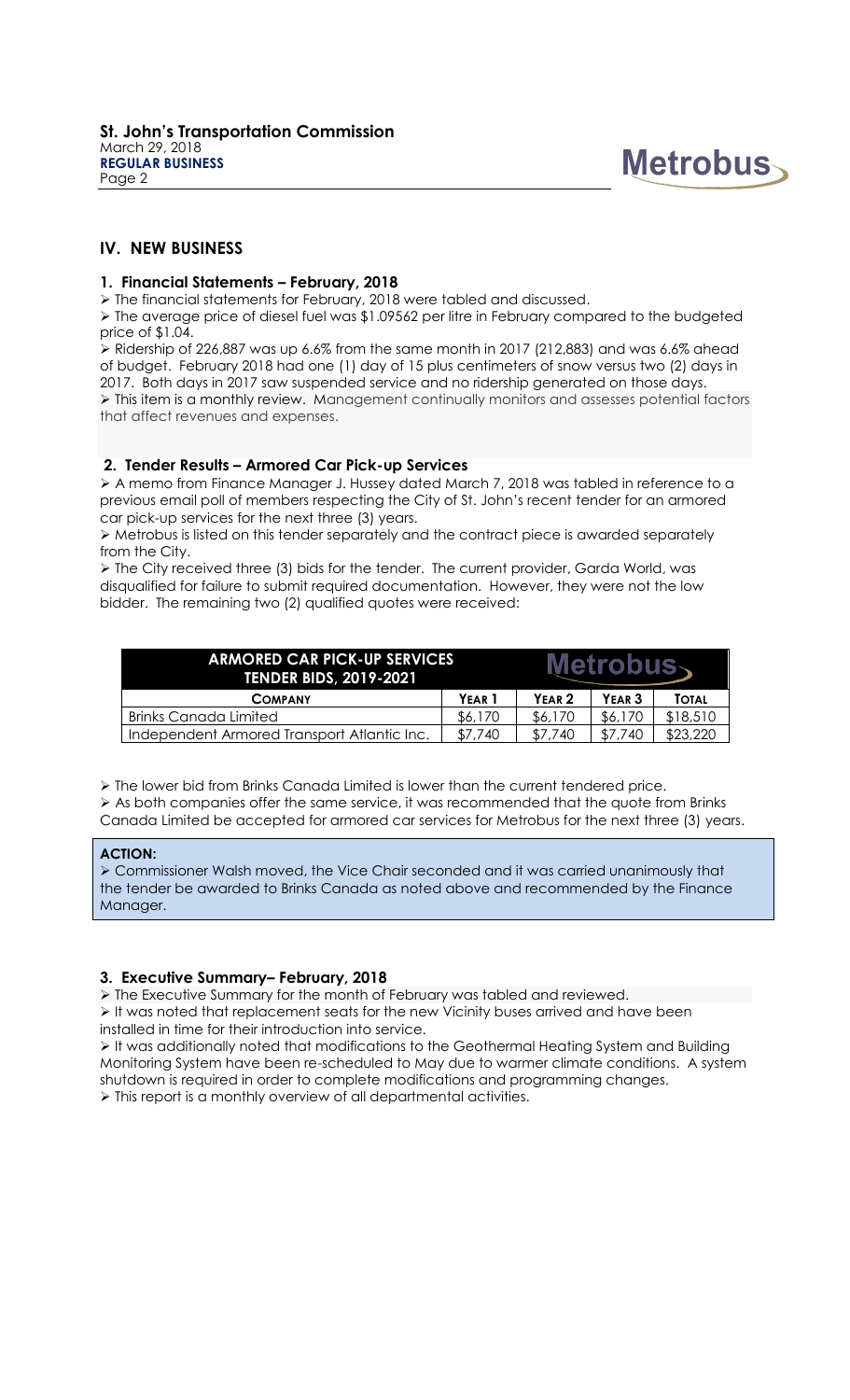## IV. NEW BUSINESS

### 1. Financial Statements – February, 2018

- The financial statements for February, 2018 were tabled and discussed.
- The average price of diesel fuel was $1.09562 per litre in February compared to the budgeted price of $1.04.
- Ridership of 226,887 was up 6.6% from the same month in 2017 (212,883) and was 6.6% ahead of budget. February 2018 had one (1) day of 15 plus centimeters of snow versus two (2) days in 2017. Both days in 2017 saw suspended service and no ridership generated on those days.
- This item is a monthly review. Management continually monitors and assesses potential factors that affect revenues and expenses.

### 2. Tender Results – Armored Car Pick-up Services

- A memo from Finance Manager J. Hussey dated March 7, 2018 was tabled in reference to a previous email poll of members respecting the City of St. John's recent tender for an armored car pick-up services for the next three (3) years.
- Metrobus is listed on this tender separately and the contract piece is awarded separately from the City.
- The City received three (3) bids for the tender. The current provider, Garda World, was disqualified for failure to submit required documentation. However, they were not the low bidder. The remaining two (2) qualified quotes were received:

| ARMORED CAR PICK-UP SERVICES TENDER BIDS, 2019-2021 | Metrobus | | | |
|---|---|---|---|---|
| **Company** | **Year 1** | **Year 2** | **Year 3** | **Total** |
| Brinks Canada Limited | $6,170 | $6,170 | $6,170 | $18,510 |
| Independent Armored Transport Atlantic Inc. | $7,740 | $7,740 | $7,740 | $23,220 |

- The lower bid from Brinks Canada Limited is lower than the current tendered price.
- As both companies offer the same service, it was recommended that the quote from Brinks Canada Limited be accepted for armored car services for Metrobus for the next three (3) years.

**ACTION:**

- Commissioner Walsh moved, the Vice Chair seconded and it was carried unanimously that the tender be awarded to Brinks Canada as noted above and recommended by the Finance Manager.

### 3. Executive Summary– February, 2018

- The Executive Summary for the month of February was tabled and reviewed.
- It was noted that replacement seats for the new Vicinity buses arrived and have been installed in time for their introduction into service.
- It was additionally noted that modifications to the Geothermal Heating System and Building Monitoring System have been re-scheduled to May due to warmer climate conditions. A system shutdown is required in order to complete modifications and programming changes.
- This report is a monthly overview of all departmental activities.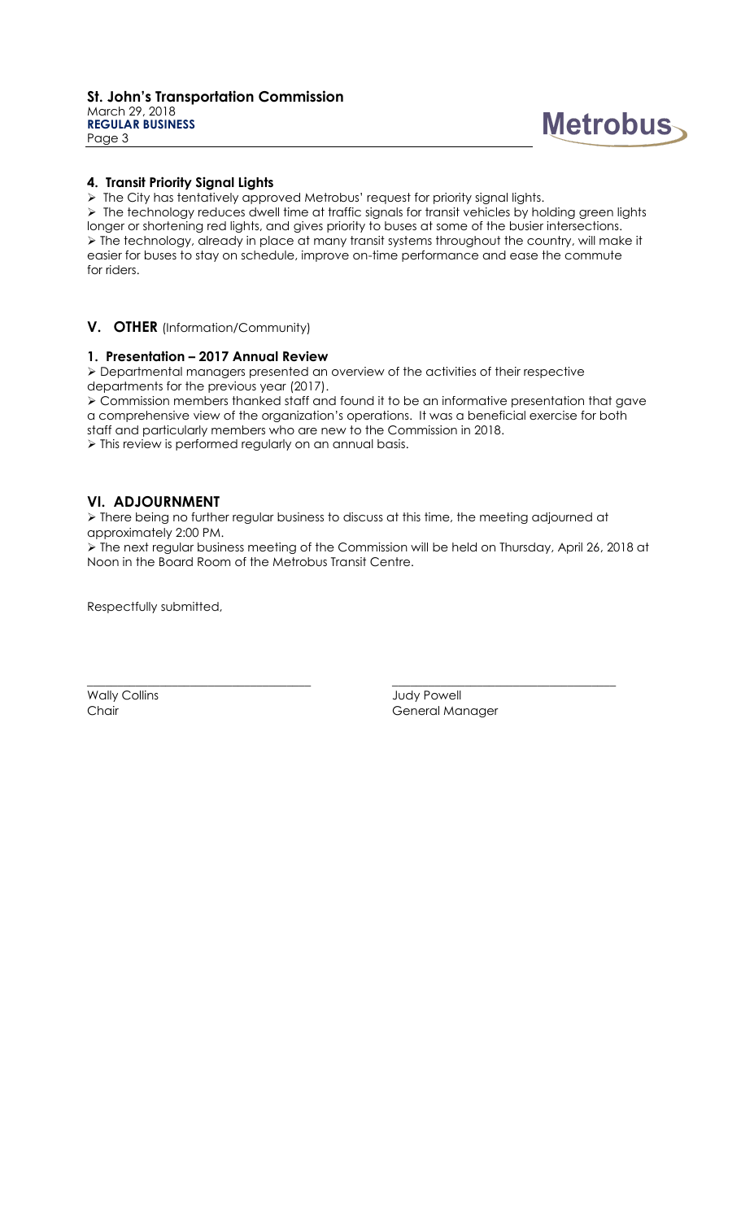#### 4. Transit Priority Signal Lights

- The City has tentatively approved Metrobus' request for priority signal lights.
- The technology reduces dwell time at traffic signals for transit vehicles by holding green lights longer or shortening red lights, and gives priority to buses at some of the busier intersections.
- The technology, already in place at many transit systems throughout the country, will make it easier for buses to stay on schedule, improve on-time performance and ease the commute for riders.

### V. OTHER (Information/Community)

#### 1. Presentation – 2017 Annual Review

- Departmental managers presented an overview of the activities of their respective departments for the previous year (2017).
- Commission members thanked staff and found it to be an informative presentation that gave a comprehensive view of the organization's operations. It was a beneficial exercise for both staff and particularly members who are new to the Commission in 2018.
- This review is performed regularly on an annual basis.

### VI. ADJOURNMENT

- There being no further regular business to discuss at this time, the meeting adjourned at approximately 2:00 PM.
- The next regular business meeting of the Commission will be held on Thursday, April 26, 2018 at Noon in the Board Room of the Metrobus Transit Centre.

Respectfully submitted,

\_\_\_\_\_\_\_\_\_\_\_\_\_\_\_\_\_\_\_\_\_\_\_\_\_\_\_\_\_\_\_\_\_\_\_\_\_\_\_\_
Wally Collins
Chair

\_\_\_\_\_\_\_\_\_\_\_\_\_\_\_\_\_\_\_\_\_\_\_\_\_\_\_\_\_\_\_\_\_\_\_\_\_\_\_\_
Judy Powell
General Manager